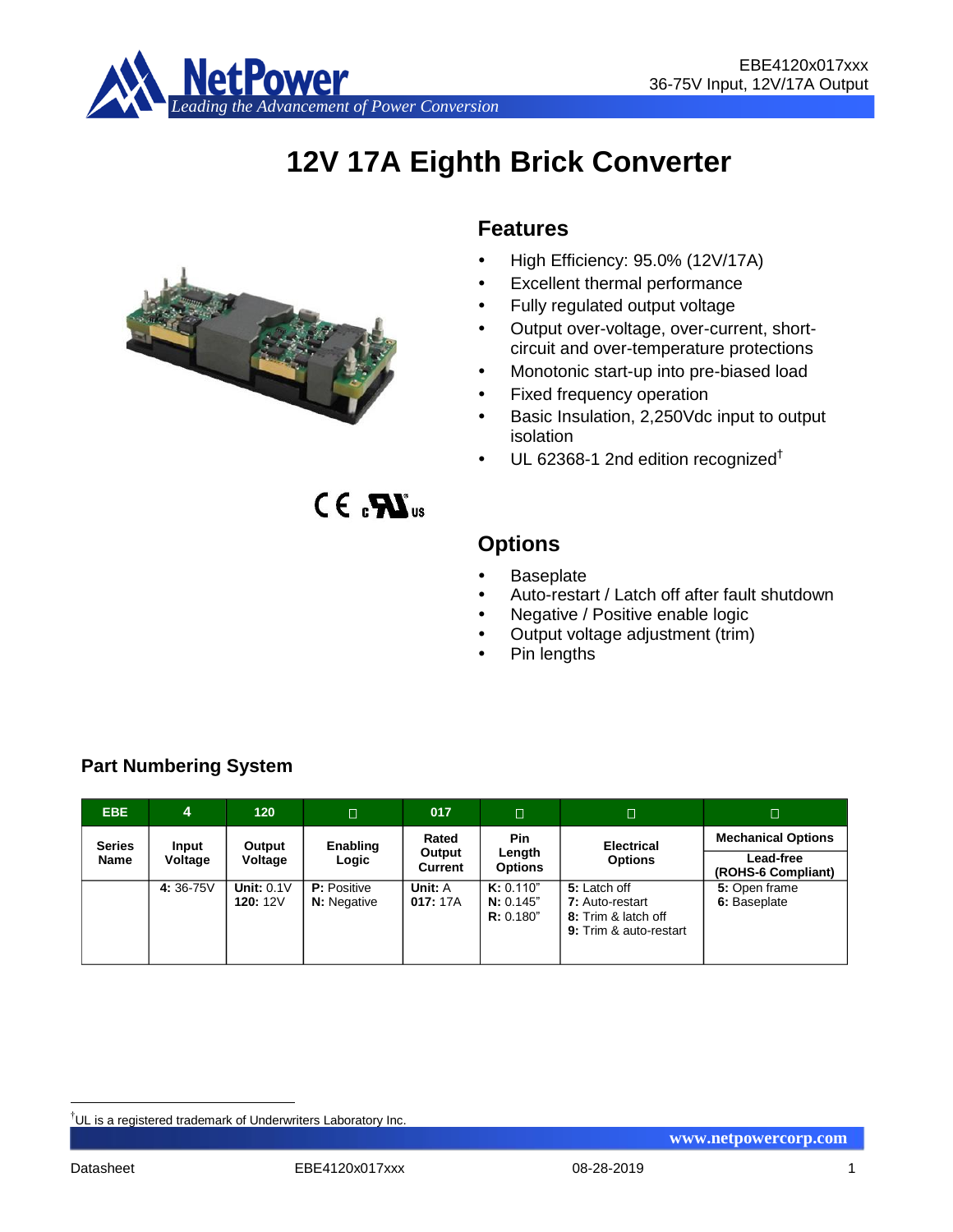# 12V 17A Eighth Brick Converter

## Features

- High Efficiency: 95.0% (12V/17A)
- Excellent thermal performance
- Fully regulated output voltage
- Output over-voltage, over-current, short-circuit and over-temperature protections
- Monotonic start-up into pre-biased load
- Fixed frequency operation
- Basic Insulation, 2,250Vdc input to output isolation
- UL 62368-1 2nd edition recognized†

## Options

- Baseplate
- Auto-restart / Latch off after fault shutdown
- Negative / Positive enable logic
- Output voltage adjustment (trim)
- Pin lengths

## Part Numbering System

| EBE | 4 | 120 | □ | 017 | □ | □ | □ |
|---|---|---|---|---|---|---|---|
| Series Name | Input Voltage | Output Voltage | Enabling Logic | Rated Output Current | Pin Length Options | Electrical Options | Mechanical Options<br>Lead-free (ROHS-6 Compliant) |
| | **4:** 36-75V | **Unit:** 0.1V<br>**120:** 12V | **P:** Positive<br>**N:** Negative | **Unit:** A<br>**017:** 17A | **K:** 0.110"<br>**N:** 0.145"<br>**R:** 0.180" | **5:** Latch off<br>**7:** Auto-restart<br>**8:** Trim & latch off<br>**9:** Trim & auto-restart | **5:** Open frame<br>**6:** Baseplate |

†UL is a registered trademark of Underwriters Laboratory Inc.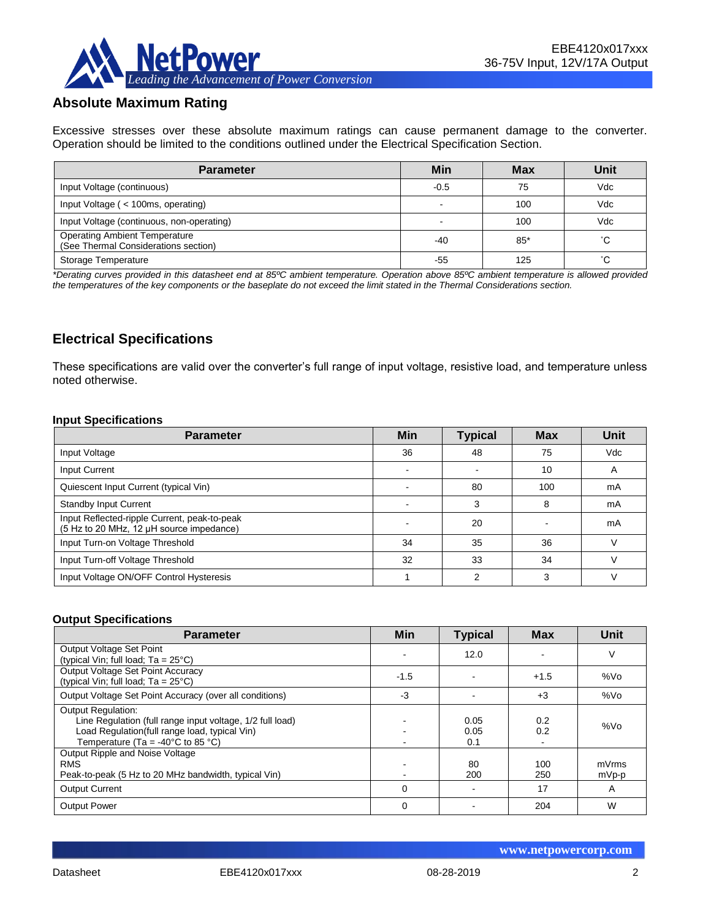## Absolute Maximum Rating

Excessive stresses over these absolute maximum ratings can cause permanent damage to the converter. Operation should be limited to the conditions outlined under the Electrical Specification Section.

| Parameter | Min | Max | Unit |
|---|---|---|---|
| Input Voltage (continuous) | -0.5 | 75 | Vdc |
| Input Voltage ( < 100ms, operating) | - | 100 | Vdc |
| Input Voltage (continuous, non-operating) | - | 100 | Vdc |
| Operating Ambient Temperature (See Thermal Considerations section) | -40 | 85* | ˚C |
| Storage Temperature | -55 | 125 | ˚C |

*\*Derating curves provided in this datasheet end at 85ºC ambient temperature. Operation above 85ºC ambient temperature is allowed provided the temperatures of the key components or the baseplate do not exceed the limit stated in the Thermal Considerations section.*

## Electrical Specifications

These specifications are valid over the converter's full range of input voltage, resistive load, and temperature unless noted otherwise.

### Input Specifications

| Parameter | Min | Typical | Max | Unit |
|---|---|---|---|---|
| Input Voltage | 36 | 48 | 75 | Vdc |
| Input Current | - | - | 10 | A |
| Quiescent Input Current (typical Vin) | - | 80 | 100 | mA |
| Standby Input Current | - | 3 | 8 | mA |
| Input Reflected-ripple Current, peak-to-peak (5 Hz to 20 MHz, 12 μH source impedance) | - | 20 | - | mA |
| Input Turn-on Voltage Threshold | 34 | 35 | 36 | V |
| Input Turn-off Voltage Threshold | 32 | 33 | 34 | V |
| Input Voltage ON/OFF Control Hysteresis | 1 | 2 | 3 | V |

### Output Specifications

| Parameter | Min | Typical | Max | Unit |
|---|---|---|---|---|
| Output Voltage Set Point (typical Vin; full load; Ta = 25°C) | - | 12.0 | - | V |
| Output Voltage Set Point Accuracy (typical Vin; full load; Ta = 25°C) | -1.5 | - | +1.5 | %Vo |
| Output Voltage Set Point Accuracy (over all conditions) | -3 | - | +3 | %Vo |
| Output Regulation:<br>Line Regulation (full range input voltage, 1/2 full load)<br>Load Regulation(full range load, typical Vin)<br>Temperature (Ta = -40°C to 85 °C) | <br>-<br>-<br>- | <br>0.05<br>0.05<br>0.1 | <br>0.2<br>0.2<br>- | %Vo |
| Output Ripple and Noise Voltage<br>RMS<br>Peak-to-peak (5 Hz to 20 MHz bandwidth, typical Vin) | <br>-<br>- | <br>80<br>200 | <br>100<br>250 | <br>mVrms<br>mVp-p |
| Output Current | 0 | - | 17 | A |
| Output Power | 0 | - | 204 | W |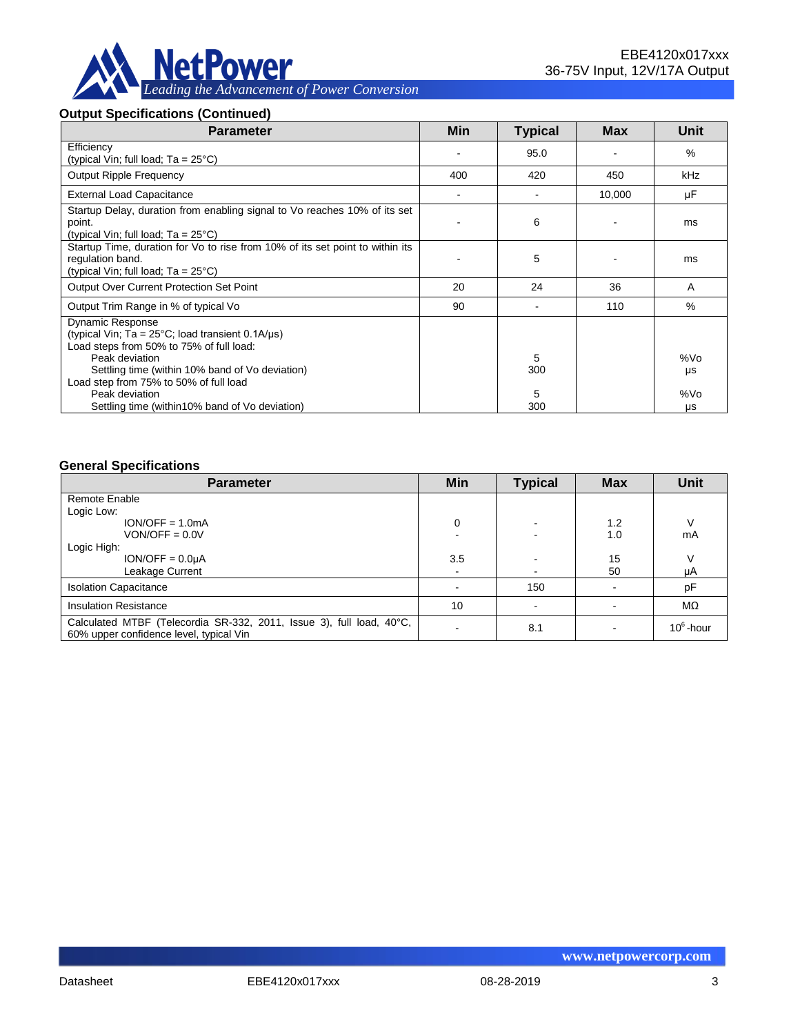## Output Specifications (Continued)

| Parameter | Min | Typical | Max | Unit |
|---|---|---|---|---|
| Efficiency<br>(typical Vin; full load; Ta = 25°C) | - | 95.0 | - | % |
| Output Ripple Frequency | 400 | 420 | 450 | kHz |
| External Load Capacitance | - | - | 10,000 | µF |
| Startup Delay, duration from enabling signal to Vo reaches 10% of its set point.<br>(typical Vin; full load; Ta = 25°C) | - | 6 | - | ms |
| Startup Time, duration for Vo to rise from 10% of its set point to within its regulation band.<br>(typical Vin; full load; Ta = 25°C) | - | 5 | - | ms |
| Output Over Current Protection Set Point | 20 | 24 | 36 | A |
| Output Trim Range in % of typical Vo | 90 | - | 110 | % |
| Dynamic Response<br>(typical Vin; Ta = 25°C; load transient 0.1A/µs)<br>Load steps from 50% to 75% of full load:<br>Peak deviation<br>Settling time (within 10% band of Vo deviation)<br>Load step from 75% to 50% of full load<br>Peak deviation<br>Settling time (within10% band of Vo deviation) | | <br><br><br>5<br>300<br><br>5<br>300 | | <br><br><br>%Vo<br>µs<br><br>%Vo<br>µs |

## General Specifications

| Parameter | Min | Typical | Max | Unit |
|---|---|---|---|---|
| Remote Enable<br>Logic Low:<br>ION/OFF = 1.0mA<br>VON/OFF = 0.0V<br>Logic High:<br>ION/OFF = 0.0µA<br>Leakage Current | <br><br>0<br>-<br><br>3.5<br>- | <br><br>-<br>-<br><br>-<br>- | <br><br>1.2<br>1.0<br><br>15<br>50 | <br><br>V<br>mA<br><br>V<br>µA |
| Isolation Capacitance | - | 150 | - | pF |
| Insulation Resistance | 10 | - | - | MΩ |
| Calculated MTBF (Telecordia SR-332, 2011, Issue 3), full load, 40°C, 60% upper confidence level, typical Vin | - | 8.1 | - | $10^6$-hour |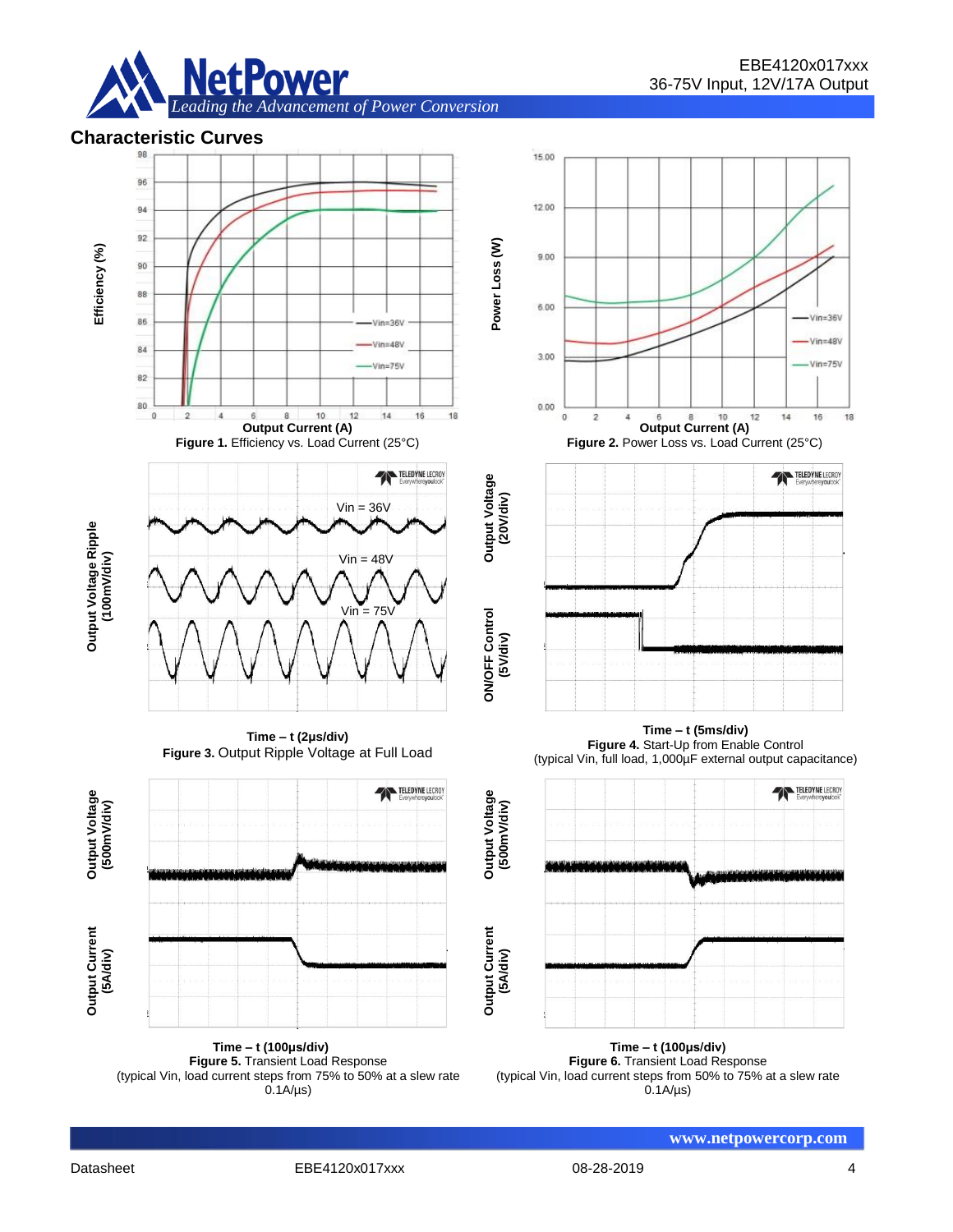## Characteristic Curves

**Figure 1.** Efficiency vs. Load Current (25°C)

**Figure 2.** Power Loss vs. Load Current (25°C)

**Time – t (2µs/div)**
**Figure 3.** Output Ripple Voltage at Full Load

**Time – t (5ms/div)**
**Figure 4.** Start-Up from Enable Control
(typical Vin, full load, 1,000µF external output capacitance)

**Time – t (100µs/div)**
**Figure 5.** Transient Load Response
(typical Vin, load current steps from 75% to 50% at a slew rate 0.1A/µs)

**Time – t (100µs/div)**
**Figure 6.** Transient Load Response
(typical Vin, load current steps from 50% to 75% at a slew rate 0.1A/µs)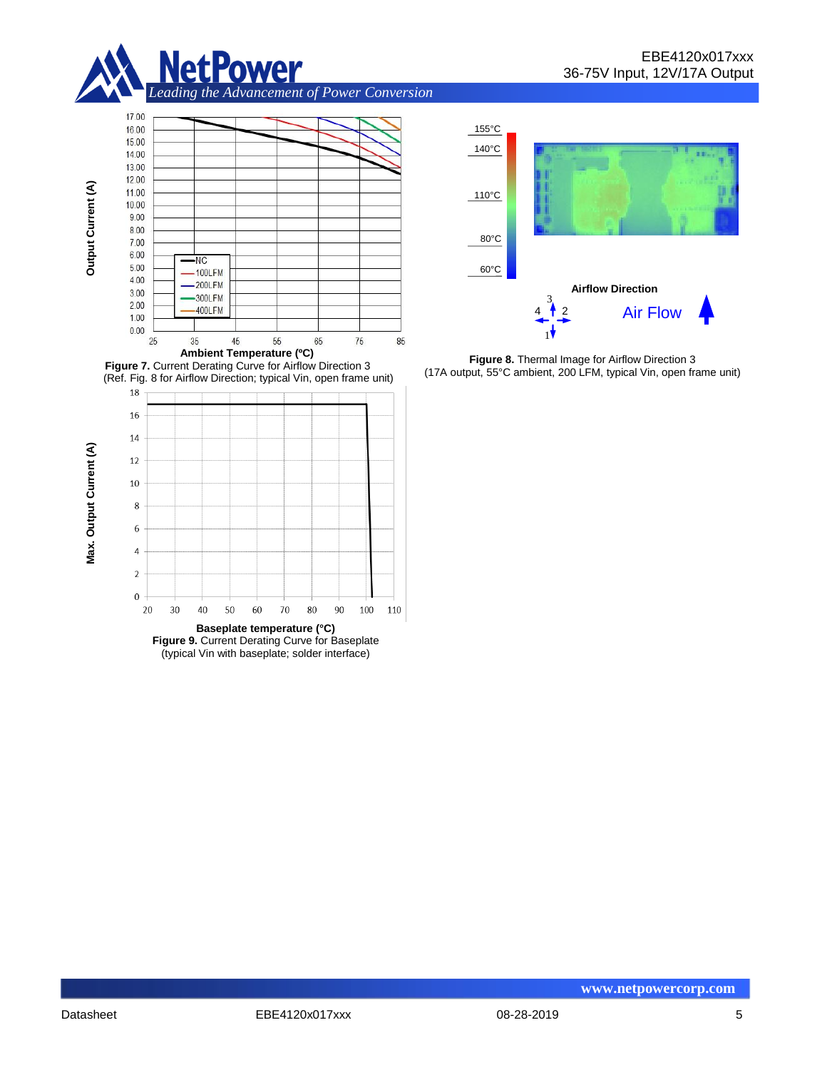**Figure 7.** Current Derating Curve for Airflow Direction 3
(Ref. Fig. 8 for Airflow Direction; typical Vin, open frame unit)

**Figure 8.** Thermal Image for Airflow Direction 3
(17A output, 55°C ambient, 200 LFM, typical Vin, open frame unit)

**Figure 9.** Current Derating Curve for Baseplate
(typical Vin with baseplate; solder interface)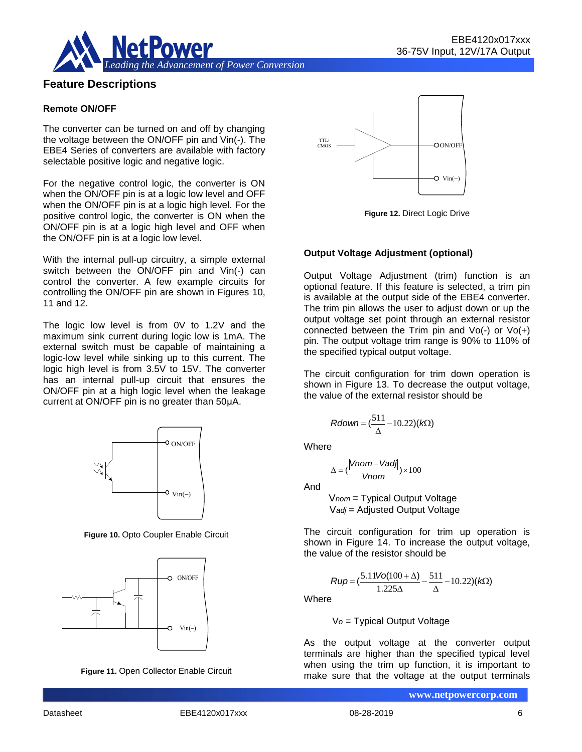## Feature Descriptions

### Remote ON/OFF

The converter can be turned on and off by changing the voltage between the ON/OFF pin and Vin(-). The EBE4 Series of converters are available with factory selectable positive logic and negative logic.

For the negative control logic, the converter is ON when the ON/OFF pin is at a logic low level and OFF when the ON/OFF pin is at a logic high level. For the positive control logic, the converter is ON when the ON/OFF pin is at a logic high level and OFF when the ON/OFF pin is at a logic low level.

With the internal pull-up circuitry, a simple external switch between the ON/OFF pin and Vin(-) can control the converter. A few example circuits for controlling the ON/OFF pin are shown in Figures 10, 11 and 12.

The logic low level is from 0V to 1.2V and the maximum sink current during logic low is 1mA. The external switch must be capable of maintaining a logic-low level while sinking up to this current. The logic high level is from 3.5V to 15V. The converter has an internal pull-up circuit that ensures the ON/OFF pin at a high logic level when the leakage current at ON/OFF pin is no greater than 50μA.

**Figure 10.** Opto Coupler Enable Circuit

**Figure 11.** Open Collector Enable Circuit

**Figure 12.** Direct Logic Drive

### Output Voltage Adjustment (optional)

Output Voltage Adjustment (trim) function is an optional feature. If this feature is selected, a trim pin is available at the output side of the EBE4 converter. The trim pin allows the user to adjust down or up the output voltage set point through an external resistor connected between the Trim pin and Vo(-) or Vo(+) pin. The output voltage trim range is 90% to 110% of the specified typical output voltage.

The circuit configuration for trim down operation is shown in Figure 13. To decrease the output voltage, the value of the external resistor should be

$$Rdown = \left(\frac{511}{\Delta} - 10.22\right)(k\Omega)$$

Where

$$\Delta = \left(\frac{|Vnom - Vadj|}{Vnom}\right) \times 100$$

And

$V_{nom}$ = Typical Output Voltage
$V_{adj}$ = Adjusted Output Voltage

The circuit configuration for trim up operation is shown in Figure 14. To increase the output voltage, the value of the resistor should be

$$Rup = \left(\frac{5.11Vo(100+\Delta)}{1.225\Delta} - \frac{511}{\Delta} - 10.22\right)(k\Omega)$$

Where

$V_o$ = Typical Output Voltage

As the output voltage at the converter output terminals are higher than the specified typical level when using the trim up function, it is important to make sure that the voltage at the output terminals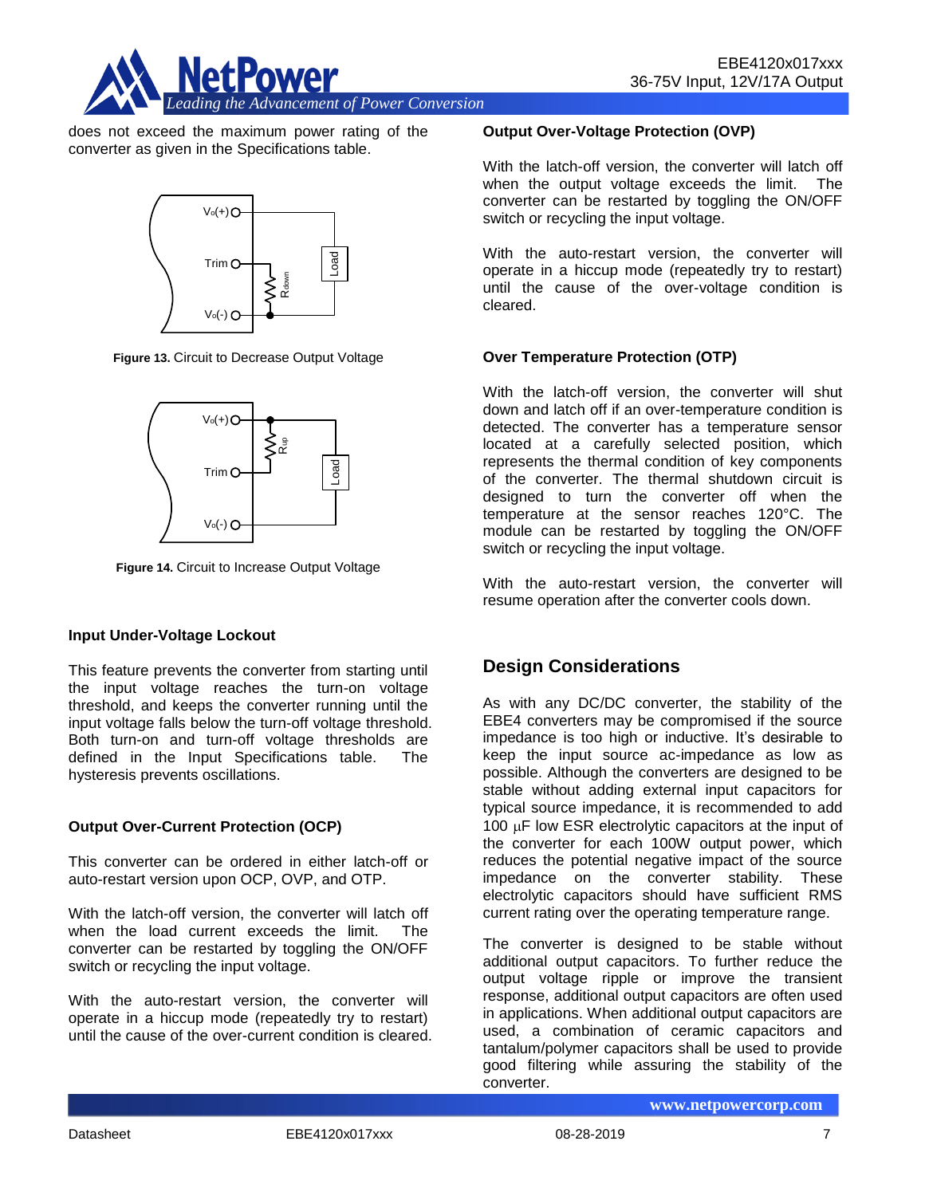does not exceed the maximum power rating of the converter as given in the Specifications table.

**Figure 13.** Circuit to Decrease Output Voltage

**Figure 14.** Circuit to Increase Output Voltage

### Input Under-Voltage Lockout

This feature prevents the converter from starting until the input voltage reaches the turn-on voltage threshold, and keeps the converter running until the input voltage falls below the turn-off voltage threshold. Both turn-on and turn-off voltage thresholds are defined in the Input Specifications table. The hysteresis prevents oscillations.

### Output Over-Current Protection (OCP)

This converter can be ordered in either latch-off or auto-restart version upon OCP, OVP, and OTP.

With the latch-off version, the converter will latch off when the load current exceeds the limit. The converter can be restarted by toggling the ON/OFF switch or recycling the input voltage.

With the auto-restart version, the converter will operate in a hiccup mode (repeatedly try to restart) until the cause of the over-current condition is cleared.

### Output Over-Voltage Protection (OVP)

With the latch-off version, the converter will latch off when the output voltage exceeds the limit. The converter can be restarted by toggling the ON/OFF switch or recycling the input voltage.

With the auto-restart version, the converter will operate in a hiccup mode (repeatedly try to restart) until the cause of the over-voltage condition is cleared.

### Over Temperature Protection (OTP)

With the latch-off version, the converter will shut down and latch off if an over-temperature condition is detected. The converter has a temperature sensor located at a carefully selected position, which represents the thermal condition of key components of the converter. The thermal shutdown circuit is designed to turn the converter off when the temperature at the sensor reaches 120°C. The module can be restarted by toggling the ON/OFF switch or recycling the input voltage.

With the auto-restart version, the converter will resume operation after the converter cools down.

## Design Considerations

As with any DC/DC converter, the stability of the EBE4 converters may be compromised if the source impedance is too high or inductive. It's desirable to keep the input source ac-impedance as low as possible. Although the converters are designed to be stable without adding external input capacitors for typical source impedance, it is recommended to add 100 μF low ESR electrolytic capacitors at the input of the converter for each 100W output power, which reduces the potential negative impact of the source impedance on the converter stability. These electrolytic capacitors should have sufficient RMS current rating over the operating temperature range.

The converter is designed to be stable without additional output capacitors. To further reduce the output voltage ripple or improve the transient response, additional output capacitors are often used in applications. When additional output capacitors are used, a combination of ceramic capacitors and tantalum/polymer capacitors shall be used to provide good filtering while assuring the stability of the converter.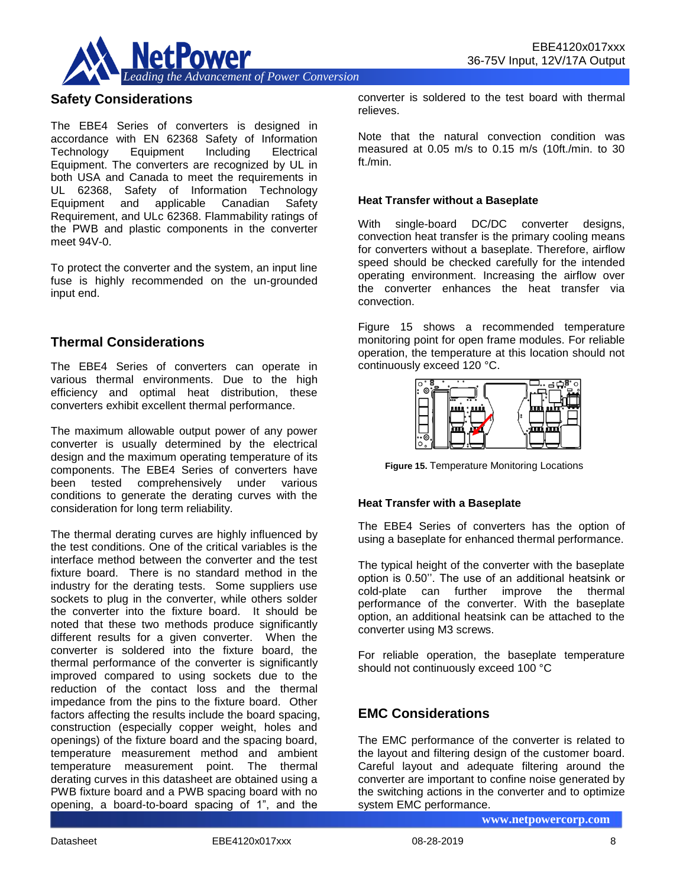## Safety Considerations

The EBE4 Series of converters is designed in accordance with EN 62368 Safety of Information Technology Equipment Including Electrical Equipment. The converters are recognized by UL in both USA and Canada to meet the requirements in UL 62368, Safety of Information Technology Equipment and applicable Canadian Safety Requirement, and ULc 62368. Flammability ratings of the PWB and plastic components in the converter meet 94V-0.

To protect the converter and the system, an input line fuse is highly recommended on the un-grounded input end.

## Thermal Considerations

The EBE4 Series of converters can operate in various thermal environments. Due to the high efficiency and optimal heat distribution, these converters exhibit excellent thermal performance.

The maximum allowable output power of any power converter is usually determined by the electrical design and the maximum operating temperature of its components. The EBE4 Series of converters have been tested comprehensively under various conditions to generate the derating curves with the consideration for long term reliability.

The thermal derating curves are highly influenced by the test conditions. One of the critical variables is the interface method between the converter and the test fixture board. There is no standard method in the industry for the derating tests. Some suppliers use sockets to plug in the converter, while others solder the converter into the fixture board. It should be noted that these two methods produce significantly different results for a given converter. When the converter is soldered into the fixture board, the thermal performance of the converter is significantly improved compared to using sockets due to the reduction of the contact loss and the thermal impedance from the pins to the fixture board. Other factors affecting the results include the board spacing, construction (especially copper weight, holes and openings) of the fixture board and the spacing board, temperature measurement method and ambient temperature measurement point. The thermal derating curves in this datasheet are obtained using a PWB fixture board and a PWB spacing board with no opening, a board-to-board spacing of 1", and the converter is soldered to the test board with thermal relieves.

Note that the natural convection condition was measured at 0.05 m/s to 0.15 m/s (10ft./min. to 30 ft./min.

### Heat Transfer without a Baseplate

With single-board DC/DC converter designs, convection heat transfer is the primary cooling means for converters without a baseplate. Therefore, airflow speed should be checked carefully for the intended operating environment. Increasing the airflow over the converter enhances the heat transfer via convection.

Figure 15 shows a recommended temperature monitoring point for open frame modules. For reliable operation, the temperature at this location should not continuously exceed 120 °C.

**Figure 15.** Temperature Monitoring Locations

### Heat Transfer with a Baseplate

The EBE4 Series of converters has the option of using a baseplate for enhanced thermal performance.

The typical height of the converter with the baseplate option is 0.50''. The use of an additional heatsink or cold-plate can further improve the thermal performance of the converter. With the baseplate option, an additional heatsink can be attached to the converter using M3 screws.

For reliable operation, the baseplate temperature should not continuously exceed 100 °C

## EMC Considerations

The EMC performance of the converter is related to the layout and filtering design of the customer board. Careful layout and adequate filtering around the converter are important to confine noise generated by the switching actions in the converter and to optimize system EMC performance.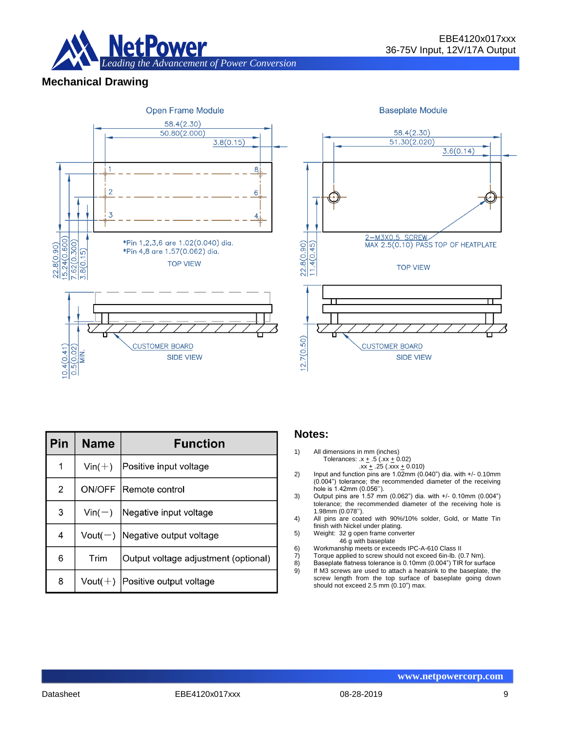## Mechanical Drawing

Open Frame Module

58.4(2.30)
50.80(2.000)
3.8(0.15)

1 8
2 6
3 4

22.8(0.90)
15.24(0.600)
7.62(0.300)
3.8(0.15)

*Pin 1,2,3,6 are 1.02(0.040) dia.
*Pin 4,8 are 1.57(0.062) dia.

TOP VIEW

10.4(0.41)
0.5(0.02) MIN.

CUSTOMER BOARD

SIDE VIEW

Baseplate Module

58.4(2.30)
51.30(2.020)
3.6(0.14)

22.8(0.90)
11.4(0.45)

2–M3X0.5 SCREW
MAX 2.5(0.10) PASS TOP OF HEATPLATE

TOP VIEW

12.7(0.50)

CUSTOMER BOARD

SIDE VIEW

| Pin | Name | Function |
|---|---|---|
| 1 | Vin(+) | Positive input voltage |
| 2 | ON/OFF | Remote control |
| 3 | Vin(−) | Negative input voltage |
| 4 | Vout(−) | Negative output voltage |
| 6 | Trim | Output voltage adjustment (optional) |
| 8 | Vout(+) | Positive output voltage |

### Notes:

1) All dimensions in mm (inches)
   Tolerances: .x ± .5 (.xx ± 0.02)
   .xx ± .25 (.xxx ± 0.010)
2) Input and function pins are 1.02mm (0.040") dia. with +/- 0.10mm (0.004") tolerance; the recommended diameter of the receiving hole is 1.42mm (0.056'').
3) Output pins are 1.57 mm (0.062") dia. with +/- 0.10mm (0.004") tolerance; the recommended diameter of the receiving hole is 1.98mm (0.078'').
4) All pins are coated with 90%/10% solder, Gold, or Matte Tin finish with Nickel under plating.
5) Weight: 32 g open frame converter
   46 g with baseplate
6) Workmanship meets or exceeds IPC-A-610 Class II
7) Torque applied to screw should not exceed 6in-lb. (0.7 Nm).
8) Baseplate flatness tolerance is 0.10mm (0.004") TIR for surface
9) If M3 screws are used to attach a heatsink to the baseplate, the screw length from the top surface of baseplate going down should not exceed 2.5 mm (0.10") max.